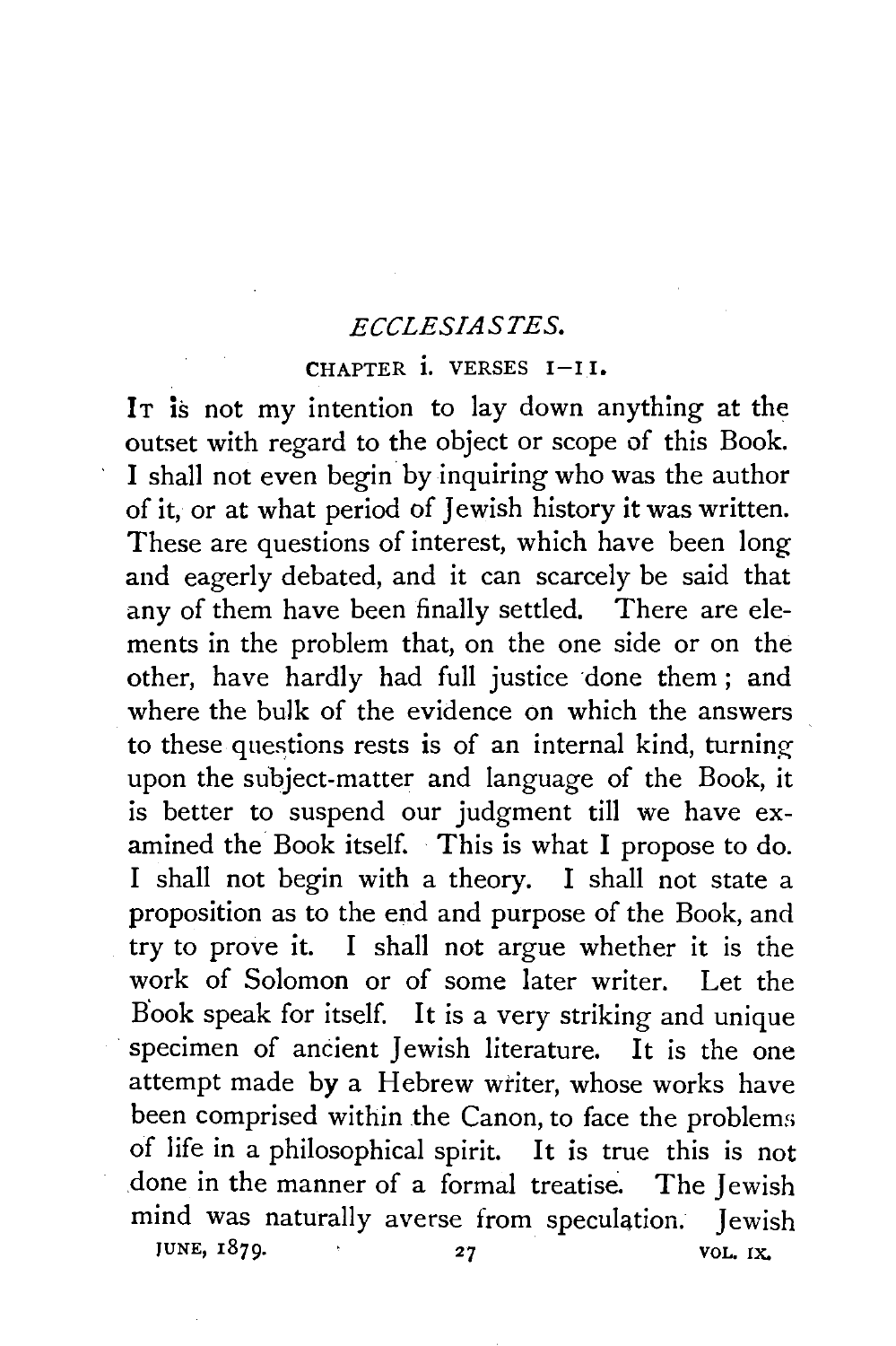## *ECCLESIASTES.*

### CHAPTER i. VERSES 1–11.

It is not my intention to lay down anything at the outset with regard to the object or scope of this Book. I shall not even begin by inquiring who was the author of it, or at what period of Jewish history it was written. These are questions of interest, which have been long and eagerly debated, and it can scarcely be said that any of them have been finally settled. There are elements in the problem that, on the one side or on the other, have hardly had full justice done them; and where the bulk of the evidence on which the answers to these questions rests is of an internal kind, turning upon the subject-matter and language of the Book, it is better to suspend our judgment till we have examined the Book itself. This is what I propose to do. I shall not begin with a theory. I shall not state a proposition as to the end and purpose of the Book, and try to prove it. I shall not argue whether it is the work of Solomon or of some later writer. Let the Book speak for itself. It is a very striking and unique specimen of ancient Jewish literature. It is the one attempt made by a Hebrew writer, whose works have been comprised within the Canon, to face the problems of life in a philosophical spirit. It is true this is not done in the manner of a formal treatise. The Jewish mind was naturally averse from speculation. Jewish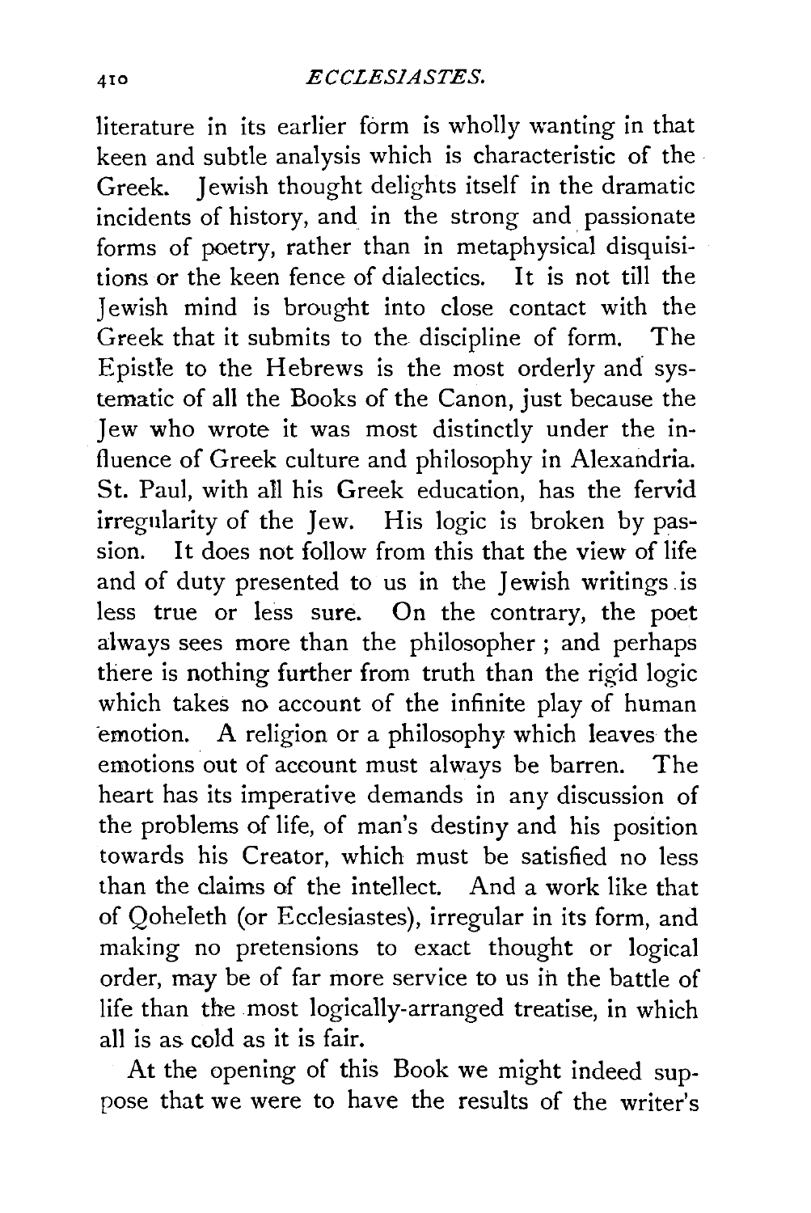literature in its earlier form is wholly wanting in that keen and subtle analysis which is characteristic of the Greek. Jewish thought delights itself in the dramatic incidents of history, and in the strong and passionate forms of poetry, rather than in metaphysical disquisitions or the keen fence of dialectics. It is not till the Jewish mind is brought into close contact with the Greek that it submits to the discipline of form. The Epistle to the Hebrews is the most orderly and systematic of all the Books of the Canon, just because the Jew who wrote it was most distinctly under the influence of Greek culture and philosophy in Alexandria. St. Paul, with all his Greek education, has the fervid irregularity of the Jew. His logic is broken by passion. It does not follow from this that the view of life and of duty presented to us in the Jewish writings is less true or less sure. On the contrary, the poet always sees more than the philosopher; and perhaps there is nothing further from truth than the rigid logic which takes no account of the infinite play of human emotion. A religion or a philosophy which leaves the emotions out of account must always be barren. The heart has its imperative demands in any discussion of the problems of life, of man's destiny and his position towards his Creator, which must be satisfied no less than the claims of the intellect. And a work like that of Qoheleth (or Ecclesiastes), irregular in its form, and making no pretensions to exact thought or logical order, may be of far more service to us in the battle of life than the most logically-arranged treatise, in which all is as cold as it is fair.

At the opening of this Book we might indeed suppose that we were to have the results of the writer's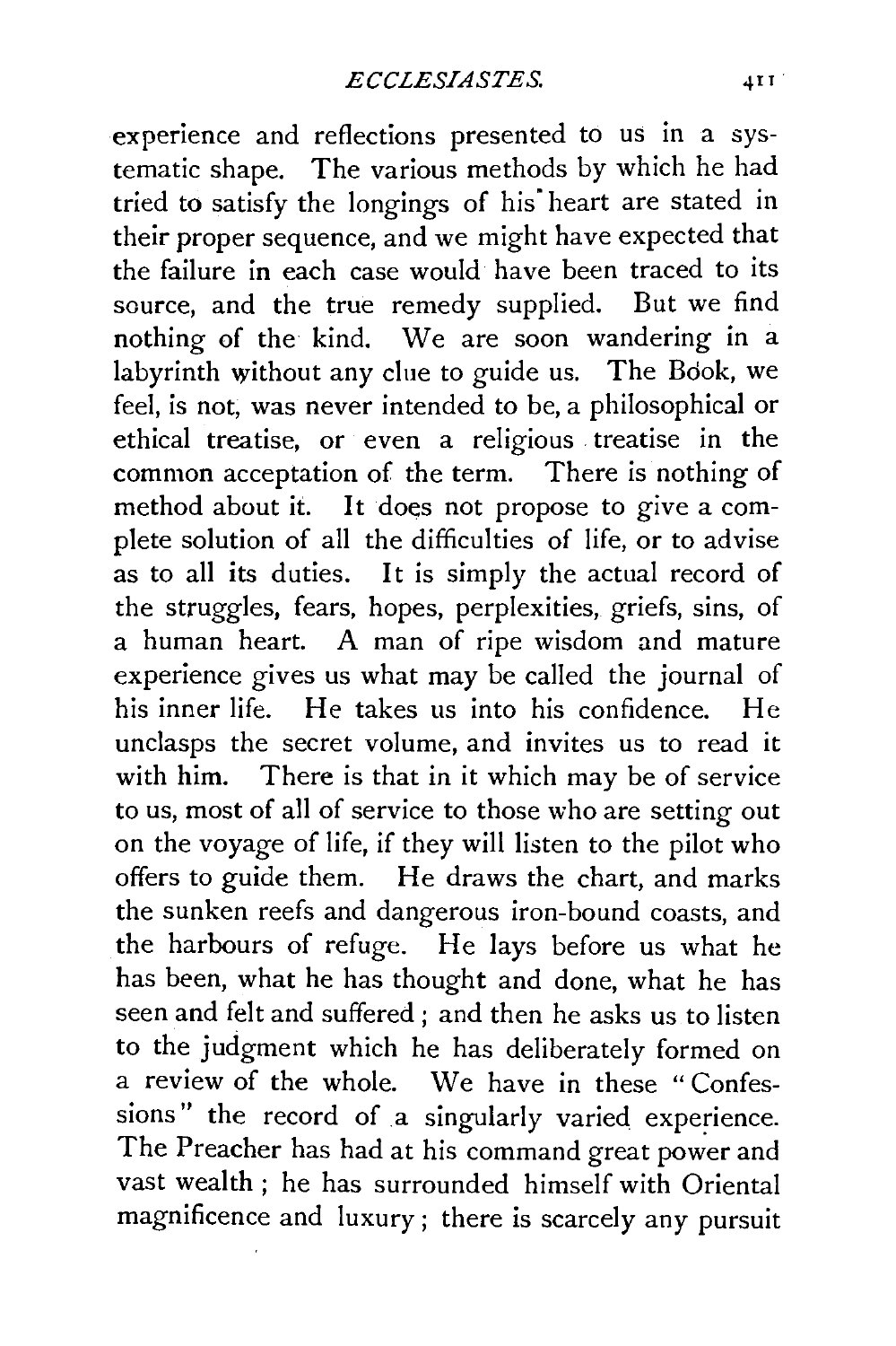experience and reflections presented to us in a systematic shape. The various methods by which he had tried to satisfy the longings of his heart are stated in their proper sequence, and we might have expected that the failure in each case would have been traced to its source, and the true remedy supplied. But we find nothing of the kind. We are soon wandering in a labyrinth without any clue to guide us. The Book, we feel, is not, was never intended to be, a philosophical or ethical treatise, or even a religious treatise in the common acceptation of the term. There is nothing of method about it. It does not propose to give a complete solution of all the difficulties of life, or to advise as to all its duties. It is simply the actual record of the struggles, fears, hopes, perplexities, griefs, sins, of a human heart. A man of ripe wisdom and mature experience gives us what may be called the journal of his inner life. He takes us into his confidence. He unclasps the secret volume, and invites us to read it with him. There is that in it which may be of service to us, most of all of service to those who are setting out on the voyage of life, if they will listen to the pilot who offers to guide them. He draws the chart, and marks the sunken reefs and dangerous iron-bound coasts, and the harbours of refuge. He lays before us what he has been, what he has thought and done, what he has seen and felt and suffered; and then he asks us to listen to the judgment which he has deliberately formed on a review of the whole. We have in these "Confessions" the record of a singularly varied experience. The Preacher has had at his command great power and vast wealth; he has surrounded himself with Oriental magnificence and luxury; there is scarcely any pursuit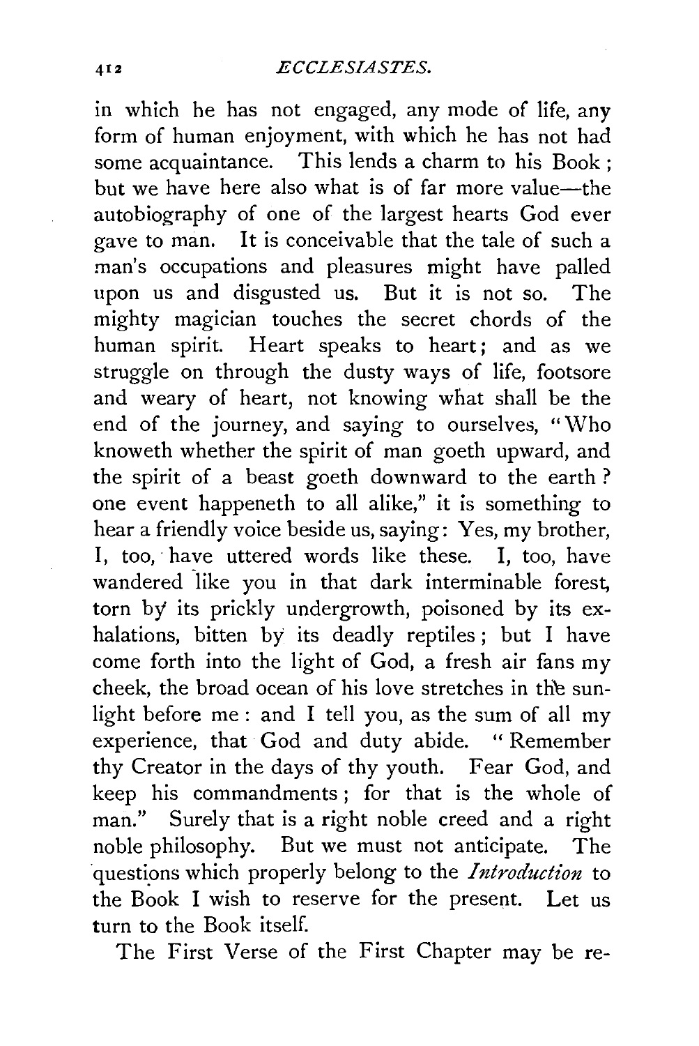in which he has not engaged, any mode of life, any form of human enjoyment, with which he has not had some acquaintance. This lends a charm to his Book; but we have here also what is of far more value—the autobiography of one of the largest hearts God ever gave to man. It is conceivable that the tale of such a man's occupations and pleasures might have palled upon us and disgusted us. But it is not so. The mighty magician touches the secret chords of the human spirit. Heart speaks to heart; and as we struggle on through the dusty ways of life, footsore and weary of heart, not knowing what shall be the end of the journey, and saying to ourselves, "Who knoweth whether the spirit of man goeth upward, and the spirit of a beast goeth downward to the earth? one event happeneth to all alike," it is something to hear a friendly voice beside us, saying: Yes, my brother, I, too, have uttered words like these. I, too, have wandered like you in that dark interminable forest, torn by its prickly undergrowth, poisoned by its exhalations, bitten by its deadly reptiles; but I have come forth into the light of God, a fresh air fans my cheek, the broad ocean of his love stretches in the sunlight before me: and I tell you, as the sum of all my experience, that God and duty abide. "Remember thy Creator in the days of thy youth. Fear God, and keep his commandments; for that is the whole of man." Surely that is a right noble creed and a right noble philosophy. But we must not anticipate. The questions which properly belong to the *Introduction* to the Book I wish to reserve for the present. Let us turn to the Book itself.

The First Verse of the First Chapter may be re-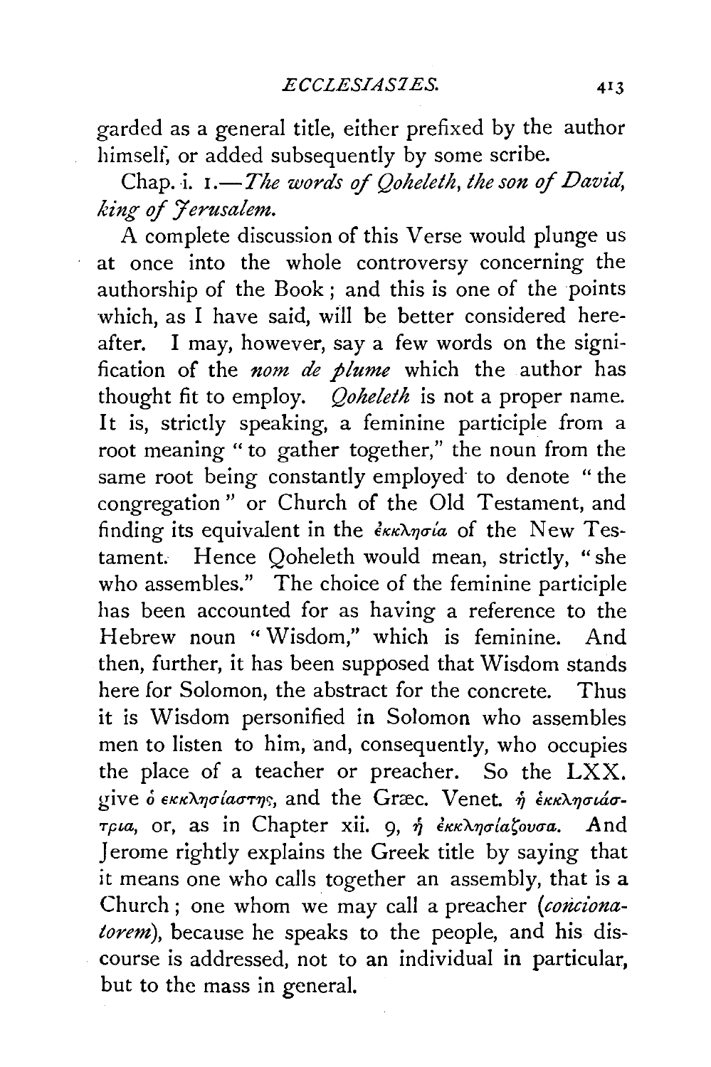garded as a general title, either prefixed by the author himself, or added subsequently by some scribe.

Chap. i. 1.—*The words of Qoheleth, the son of David, king of Jerusalem.*

A complete discussion of this Verse would plunge us at once into the whole controversy concerning the authorship of the Book; and this is one of the points which, as I have said, will be better considered hereafter. I may, however, say a few words on the signification of the *nom de plume* which the author has thought fit to employ. *Qoheleth* is not a proper name. It is, strictly speaking, a feminine participle from a root meaning "to gather together," the noun from the same root being constantly employed to denote "the congregation" or Church of the Old Testament, and finding its equivalent in the ἐκκλησία of the New Testament. Hence Qoheleth would mean, strictly, "she who assembles." The choice of the feminine participle has been accounted for as having a reference to the Hebrew noun "Wisdom," which is feminine. And then, further, it has been supposed that Wisdom stands here for Solomon, the abstract for the concrete. Thus it is Wisdom personified in Solomon who assembles men to listen to him, and, consequently, who occupies the place of a teacher or preacher. So the LXX. give ὁ ἐκκλησίαστης, and the Græc. Venet. ἡ ἐκκλησιάστρια, or, as in Chapter xii. 9, ἡ ἐκκλησίαζουσα. And Jerome rightly explains the Greek title by saying that it means one who calls together an assembly, that is a Church; one whom we may call a preacher (*concionatorem*), because he speaks to the people, and his discourse is addressed, not to an individual in particular, but to the mass in general.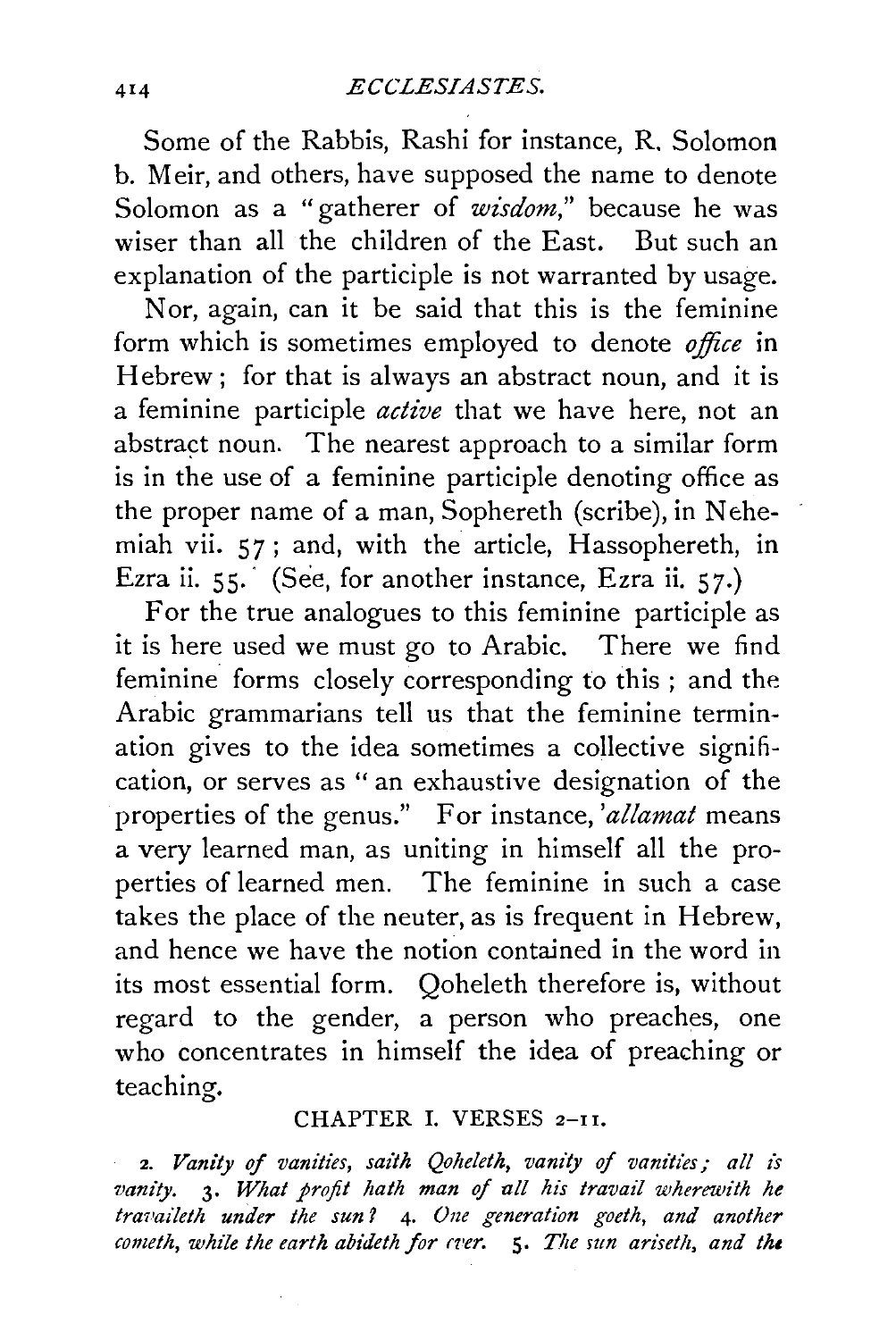Some of the Rabbis, Rashi for instance, R. Solomon b. Meir, and others, have supposed the name to denote Solomon as a "gatherer of *wisdom*," because he was wiser than all the children of the East. But such an explanation of the participle is not warranted by usage.

Nor, again, can it be said that this is the feminine form which is sometimes employed to denote *office* in Hebrew; for that is always an abstract noun, and it is a feminine participle *active* that we have here, not an abstract noun. The nearest approach to a similar form is in the use of a feminine participle denoting office as the proper name of a man, Sophereth (scribe), in Nehemiah vii. 57; and, with the article, Hassophereth, in Ezra ii. 55. (See, for another instance, Ezra ii. 57.)

For the true analogues to this feminine participle as it is here used we must go to Arabic. There we find feminine forms closely corresponding to this; and the Arabic grammarians tell us that the feminine termination gives to the idea sometimes a collective signification, or serves as "an exhaustive designation of the properties of the genus." For instance, *'allamat* means a very learned man, as uniting in himself all the properties of learned men. The feminine in such a case takes the place of the neuter, as is frequent in Hebrew, and hence we have the notion contained in the word in its most essential form. Qoheleth therefore is, without regard to the gender, a person who preaches, one who concentrates in himself the idea of preaching or teaching.

## CHAPTER I. VERSES 2–11.

2. *Vanity of vanities, saith Qoheleth, vanity of vanities; all is vanity.* 3. *What profit hath man of all his travail wherewith he travaileth under the sun?* 4. *One generation goeth, and another cometh, while the earth abideth for ever.* 5. *The sun ariseth, and the*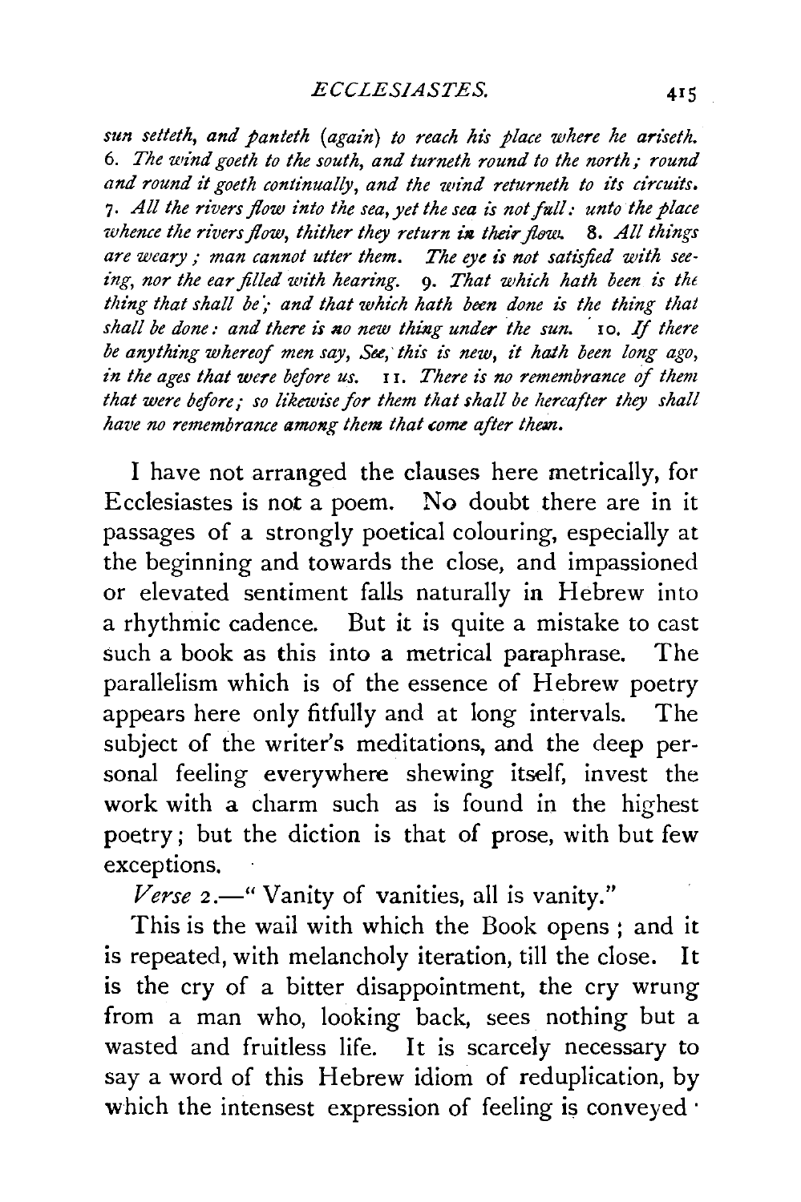*sun setteth, and panteth (again) to reach his place where he ariseth.* 6. *The wind goeth to the south, and turneth round to the north; round and round it goeth continually, and the wind returneth to its circuits.* 7. *All the rivers flow into the sea, yet the sea is not full: unto the place whence the rivers flow, thither they return in their flow.* 8. *All things are weary; man cannot utter them. The eye is not satisfied with seeing, nor the ear filled with hearing.* 9. *That which hath been is the thing that shall be; and that which hath been done is the thing that shall be done: and there is no new thing under the sun.* 10. *If there be anything whereof men say, See, this is new, it hath been long ago, in the ages that were before us.* 11. *There is no remembrance of them that were before; so likewise for them that shall be hereafter they shall have no remembrance among them that come after them.*

I have not arranged the clauses here metrically, for Ecclesiastes is not a poem. No doubt there are in it passages of a strongly poetical colouring, especially at the beginning and towards the close, and impassioned or elevated sentiment falls naturally in Hebrew into a rhythmic cadence. But it is quite a mistake to cast such a book as this into a metrical paraphrase. The parallelism which is of the essence of Hebrew poetry appears here only fitfully and at long intervals. The subject of the writer's meditations, and the deep personal feeling everywhere shewing itself, invest the work with a charm such as is found in the highest poetry; but the diction is that of prose, with but few exceptions.

*Verse* 2.—"Vanity of vanities, all is vanity."

This is the wail with which the Book opens; and it is repeated, with melancholy iteration, till the close. It is the cry of a bitter disappointment, the cry wrung from a man who, looking back, sees nothing but a wasted and fruitless life. It is scarcely necessary to say a word of this Hebrew idiom of reduplication, by which the intensest expression of feeling is conveyed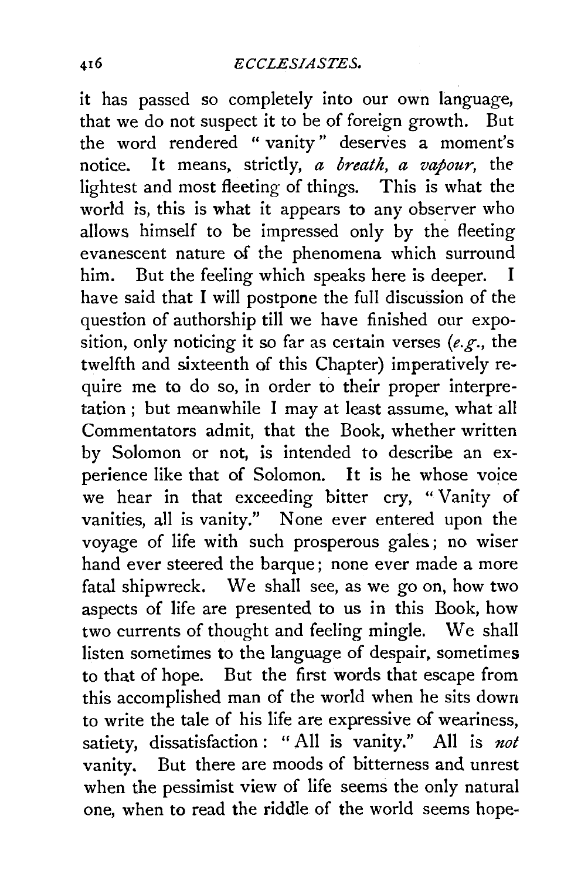it has passed so completely into our own language, that we do not suspect it to be of foreign growth. But the word rendered "vanity" deserves a moment's notice. It means, strictly, *a breath, a vapour,* the lightest and most fleeting of things. This is what the world is, this is what it appears to any observer who allows himself to be impressed only by the fleeting evanescent nature of the phenomena which surround him. But the feeling which speaks here is deeper. I have said that I will postpone the full discussion of the question of authorship till we have finished our exposition, only noticing it so far as certain verses (*e.g.*, the twelfth and sixteenth of this Chapter) imperatively require me to do so, in order to their proper interpretation; but meanwhile I may at least assume, what all Commentators admit, that the Book, whether written by Solomon or not, is intended to describe an experience like that of Solomon. It is he whose voice we hear in that exceeding bitter cry, "Vanity of vanities, all is vanity." None ever entered upon the voyage of life with such prosperous gales; no wiser hand ever steered the barque; none ever made a more fatal shipwreck. We shall see, as we go on, how two aspects of life are presented to us in this Book, how two currents of thought and feeling mingle. We shall listen sometimes to the language of despair, sometimes to that of hope. But the first words that escape from this accomplished man of the world when he sits down to write the tale of his life are expressive of weariness, satiety, dissatisfaction: "All is vanity." All is *not* vanity. But there are moods of bitterness and unrest when the pessimist view of life seems the only natural one, when to read the riddle of the world seems hope-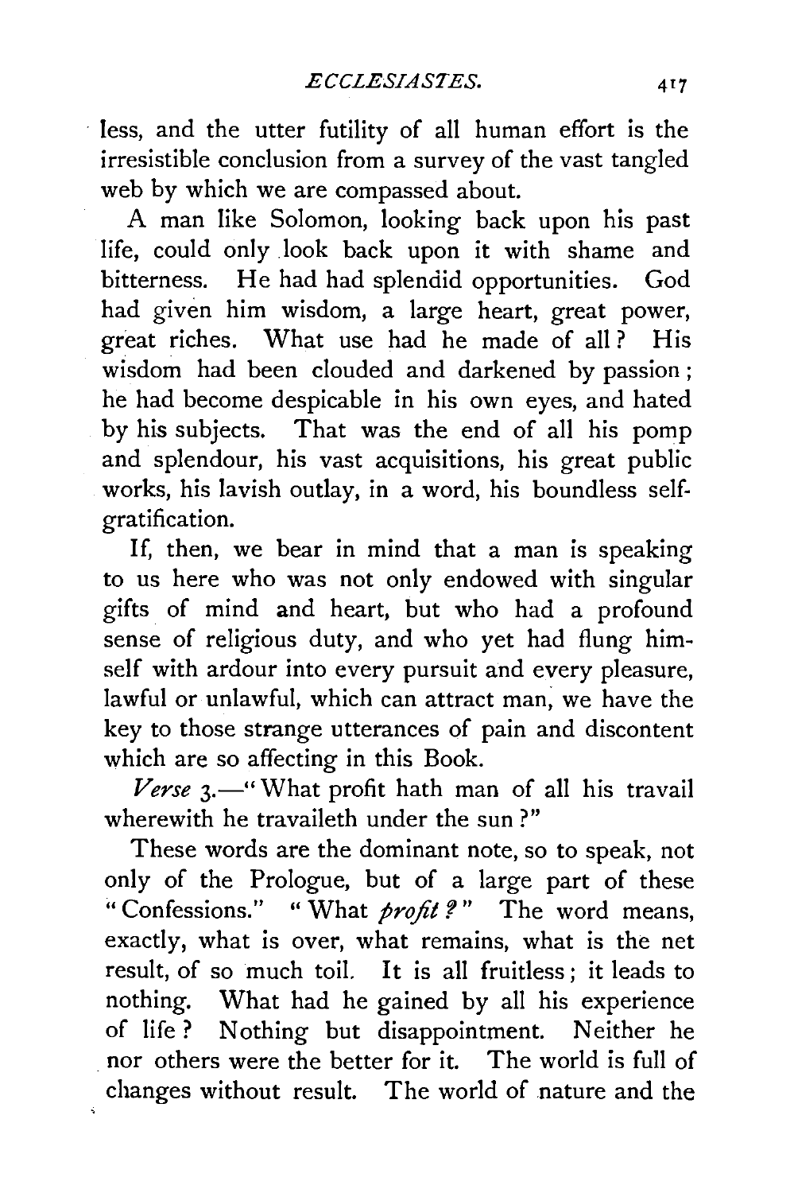less, and the utter futility of all human effort is the irresistible conclusion from a survey of the vast tangled web by which we are compassed about.

A man like Solomon, looking back upon his past life, could only look back upon it with shame and bitterness. He had had splendid opportunities. God had given him wisdom, a large heart, great power, great riches. What use had he made of all? His wisdom had been clouded and darkened by passion; he had become despicable in his own eyes, and hated by his subjects. That was the end of all his pomp and splendour, his vast acquisitions, his great public works, his lavish outlay, in a word, his boundless self-gratification.

If, then, we bear in mind that a man is speaking to us here who was not only endowed with singular gifts of mind and heart, but who had a profound sense of religious duty, and who yet had flung himself with ardour into every pursuit and every pleasure, lawful or unlawful, which can attract man, we have the key to those strange utterances of pain and discontent which are so affecting in this Book.

*Verse* 3.—"What profit hath man of all his travail wherewith he travaileth under the sun?"

These words are the dominant note, so to speak, not only of the Prologue, but of a large part of these "Confessions." "What *profit?*" The word means, exactly, what is over, what remains, what is the net result, of so much toil. It is all fruitless; it leads to nothing. What had he gained by all his experience of life? Nothing but disappointment. Neither he nor others were the better for it. The world is full of changes without result. The world of nature and the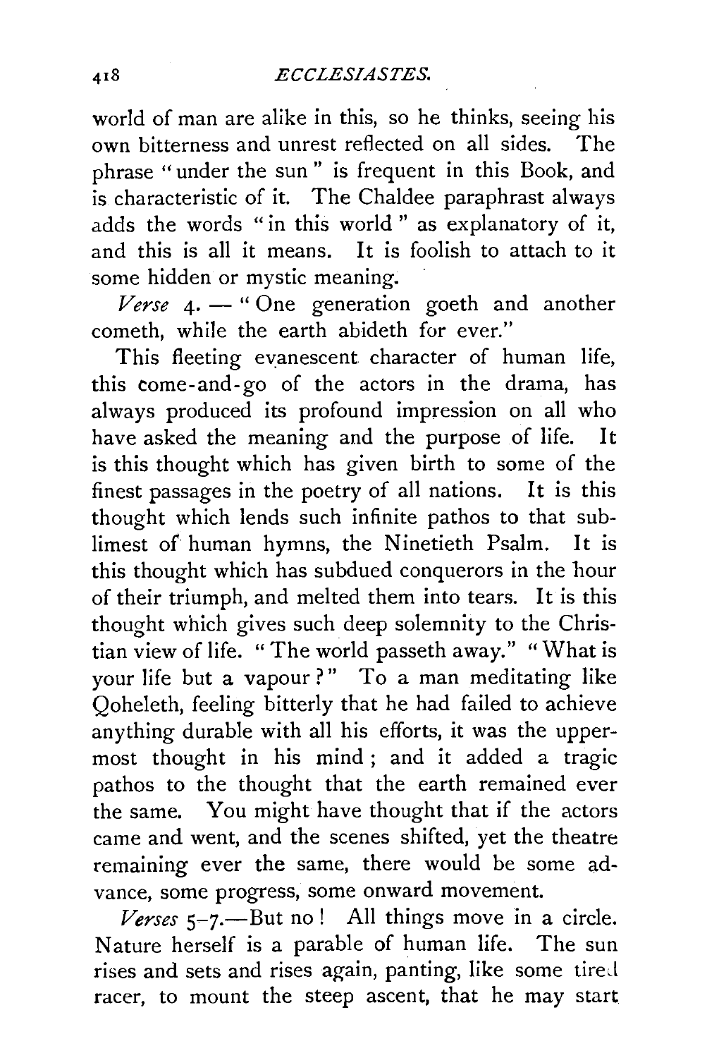world of man are alike in this, so he thinks, seeing his own bitterness and unrest reflected on all sides. The phrase "under the sun" is frequent in this Book, and is characteristic of it. The Chaldee paraphrast always adds the words "in this world" as explanatory of it, and this is all it means. It is foolish to attach to it some hidden or mystic meaning.

*Verse* 4. — "One generation goeth and another cometh, while the earth abideth for ever."

This fleeting evanescent character of human life, this come-and-go of the actors in the drama, has always produced its profound impression on all who have asked the meaning and the purpose of life. It is this thought which has given birth to some of the finest passages in the poetry of all nations. It is this thought which lends such infinite pathos to that sublimest of human hymns, the Ninetieth Psalm. It is this thought which has subdued conquerors in the hour of their triumph, and melted them into tears. It is this thought which gives such deep solemnity to the Christian view of life. "The world passeth away." "What is your life but a vapour?" To a man meditating like Qoheleth, feeling bitterly that he had failed to achieve anything durable with all his efforts, it was the uppermost thought in his mind; and it added a tragic pathos to the thought that the earth remained ever the same. You might have thought that if the actors came and went, and the scenes shifted, yet the theatre remaining ever the same, there would be some advance, some progress, some onward movement.

*Verses* 5–7.—But no! All things move in a circle. Nature herself is a parable of human life. The sun rises and sets and rises again, panting, like some tired racer, to mount the steep ascent, that he may start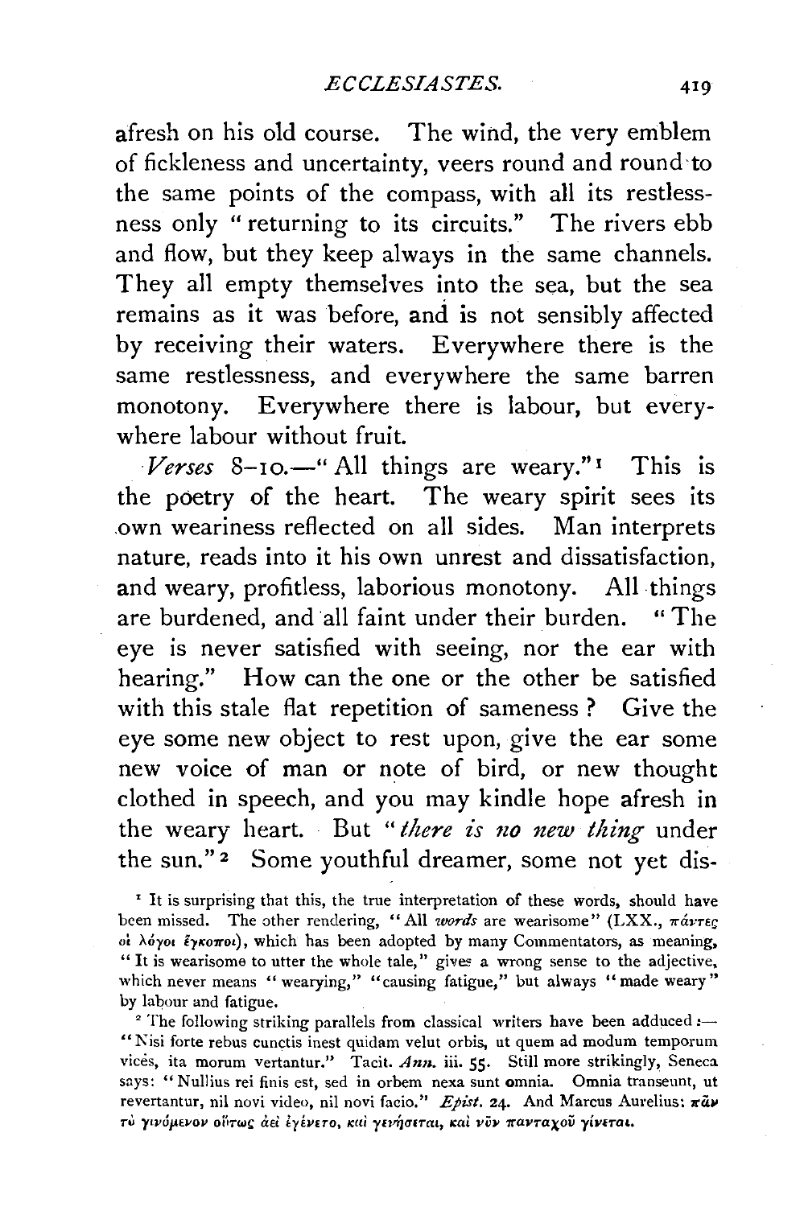afresh on his old course. The wind, the very emblem of fickleness and uncertainty, veers round and round to the same points of the compass, with all its restlessness only "returning to its circuits." The rivers ebb and flow, but they keep always in the same channels. They all empty themselves into the sea, but the sea remains as it was before, and is not sensibly affected by receiving their waters. Everywhere there is the same restlessness, and everywhere the same barren monotony. Everywhere there is labour, but everywhere labour without fruit.

*Verses* 8–10.—"All things are weary."[1] This is the poetry of the heart. The weary spirit sees its own weariness reflected on all sides. Man interprets nature, reads into it his own unrest and dissatisfaction, and weary, profitless, laborious monotony. All things are burdened, and all faint under their burden. "The eye is never satisfied with seeing, nor the ear with hearing." How can the one or the other be satisfied with this stale flat repetition of sameness? Give the eye some new object to rest upon, give the ear some new voice of man or note of bird, or new thought clothed in speech, and you may kindle hope afresh in the weary heart. But "*there is no new thing* under the sun."[2] Some youthful dreamer, some not yet dis-

[1] It is surprising that this, the true interpretation of these words, should have been missed. The other rendering, "All *words* are wearisome" (LXX., πάντες οἱ λόγοι ἔγκοποι), which has been adopted by many Commentators, as meaning, "It is wearisome to utter the whole tale," gives a wrong sense to the adjective, which never means "wearying," "causing fatigue," but always "made weary" by labour and fatigue.

[2] The following striking parallels from classical writers have been adduced:— "Nisi forte rebus cunctis inest quidam velut orbis, ut quem ad modum temporum vices, ita morum vertantur." Tacit. *Ann.* iii. 55. Still more strikingly, Seneca says: "Nullius rei finis est, sed in orbem nexa sunt omnia. Omnia transeunt, ut revertantur, nil novi video, nil novi facio." *Epist.* 24. And Marcus Aurelius: πᾶν τὸ γινόμενον οὕτως ἀεὶ ἐγένετο, καὶ γενήσεται, καὶ νῦν πανταχοῦ γίνεται.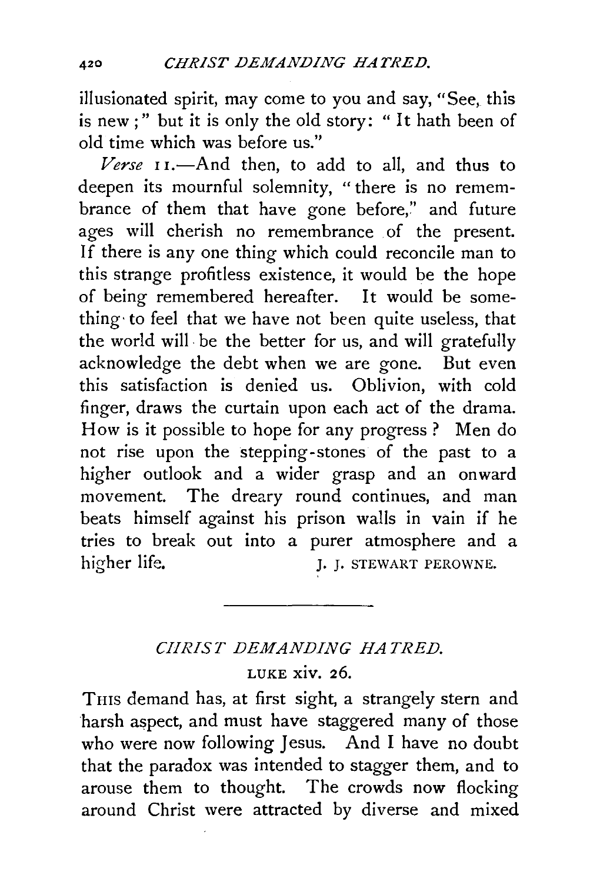illusionated spirit, may come to you and say, "See, this is new;" but it is only the old story: "It hath been of old time which was before us."

*Verse* 11.—And then, to add to all, and thus to deepen its mournful solemnity, "there is no remembrance of them that have gone before," and future ages will cherish no remembrance of the present. If there is any one thing which could reconcile man to this strange profitless existence, it would be the hope of being remembered hereafter. It would be something to feel that we have not been quite useless, that the world will be the better for us, and will gratefully acknowledge the debt when we are gone. But even this satisfaction is denied us. Oblivion, with cold finger, draws the curtain upon each act of the drama. How is it possible to hope for any progress? Men do not rise upon the stepping-stones of the past to a higher outlook and a wider grasp and an onward movement. The dreary round continues, and man beats himself against his prison walls in vain if he tries to break out into a purer atmosphere and a higher life.

J. J. STEWART PEROWNE.

---

## *CHRIST DEMANDING HATRED.*

LUKE xiv. 26.

THIS demand has, at first sight, a strangely stern and harsh aspect, and must have staggered many of those who were now following Jesus. And I have no doubt that the paradox was intended to stagger them, and to arouse them to thought. The crowds now flocking around Christ were attracted by diverse and mixed